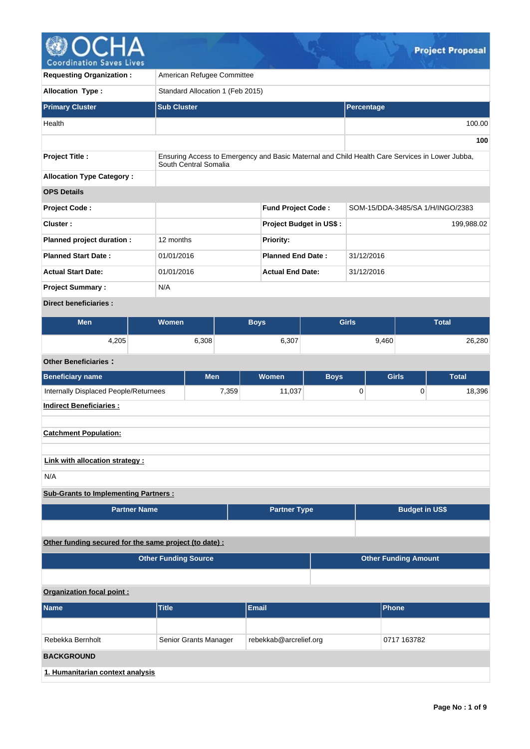# Project Proposal

| | |
|---|---|
| **Requesting Organization :** | American Refugee Committee |
| **Allocation Type :** | Standard Allocation 1 (Feb 2015) |

| Primary Cluster | Sub Cluster | Percentage |
|---|---|---|
| Health | | 100.00 |
| | | **100** |

| | |
|---|---|
| **Project Title :** | Ensuring Access to Emergency and Basic Maternal and Child Health Care Services in Lower Jubba, South Central Somalia |
| **Allocation Type Category :** | |

**OPS Details**

| | | | |
|---|---|---|---|
| **Project Code :** | | **Fund Project Code :** | SOM-15/DDA-3485/SA 1/H/INGO/2383 |
| **Cluster :** | | **Project Budget in US$ :** | 199,988.02 |
| **Planned project duration :** | 12 months | **Priority:** | |
| **Planned Start Date :** | 01/01/2016 | **Planned End Date :** | 31/12/2016 |
| **Actual Start Date:** | 01/01/2016 | **Actual End Date:** | 31/12/2016 |
| **Project Summary :** | N/A | | |

**Direct beneficiaries :**

| Men | Women | Boys | Girls | Total |
|---|---|---|---|---|
| 4,205 | 6,308 | 6,307 | 9,460 | 26,280 |

**Other Beneficiaries :**

| Beneficiary name | Men | Women | Boys | Girls | Total |
|---|---|---|---|---|---|
| Internally Displaced People/Returnees | 7,359 | 11,037 | 0 | 0 | 18,396 |

**Indirect Beneficiaries :**

**Catchment Population:**

**Link with allocation strategy :**

N/A

**Sub-Grants to Implementing Partners :**

| Partner Name | Partner Type | Budget in US$ |
|---|---|---|
| | | |

**Other funding secured for the same project (to date) :**

| Other Funding Source | Other Funding Amount |
|---|---|
| | |

**Organization focal point :**

| Name | Title | Email | Phone |
|---|---|---|---|
| | | | |
| Rebekka Bernholt | Senior Grants Manager | rebekkab@arcrelief.org | 0717 163782 |

## BACKGROUND

**1. Humanitarian context analysis**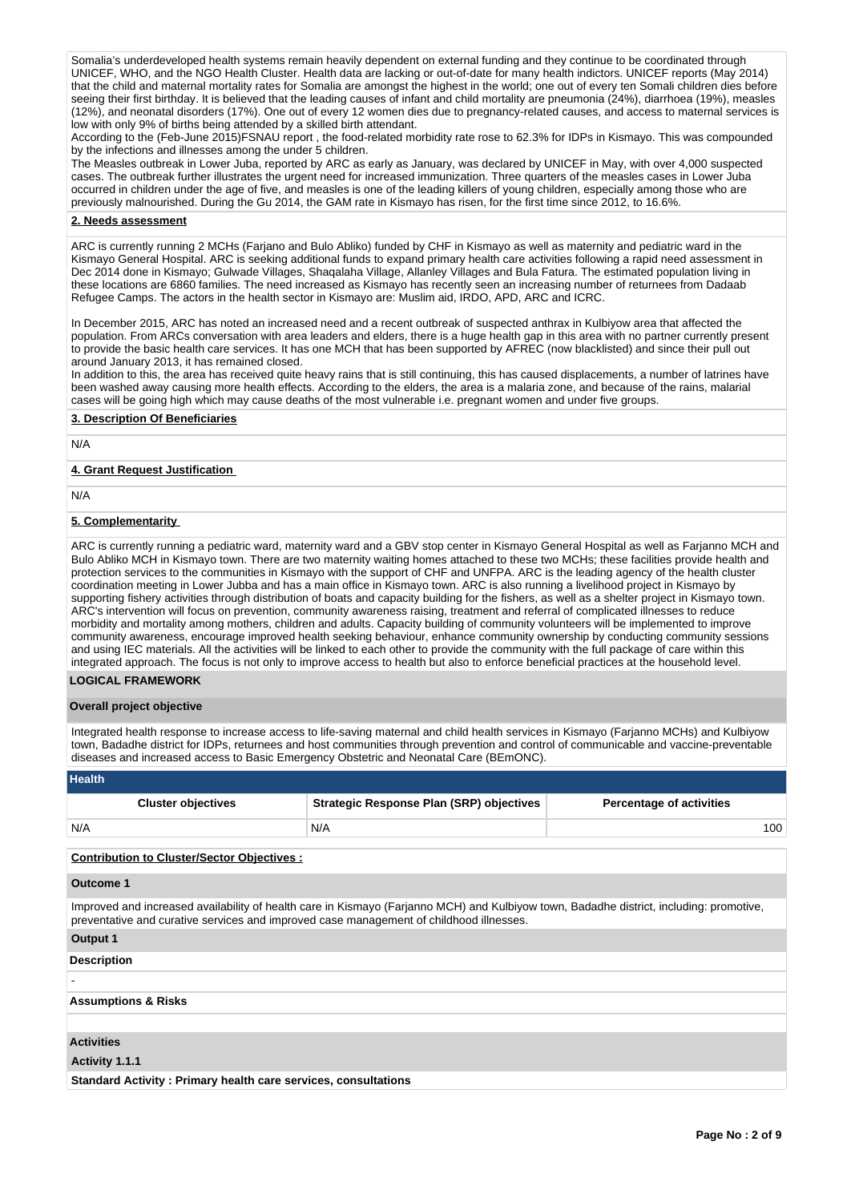Somalia's underdeveloped health systems remain heavily dependent on external funding and they continue to be coordinated through UNICEF, WHO, and the NGO Health Cluster. Health data are lacking or out-of-date for many health indictors. UNICEF reports (May 2014) that the child and maternal mortality rates for Somalia are amongst the highest in the world; one out of every ten Somali children dies before seeing their first birthday. It is believed that the leading causes of infant and child mortality are pneumonia (24%), diarrhoea (19%), measles (12%), and neonatal disorders (17%). One out of every 12 women dies due to pregnancy-related causes, and access to maternal services is low with only 9% of births being attended by a skilled birth attendant.
According to the (Feb-June 2015)FSNAU report , the food-related morbidity rate rose to 62.3% for IDPs in Kismayo. This was compounded by the infections and illnesses among the under 5 children.
The Measles outbreak in Lower Juba, reported by ARC as early as January, was declared by UNICEF in May, with over 4,000 suspected cases. The outbreak further illustrates the urgent need for increased immunization. Three quarters of the measles cases in Lower Juba occurred in children under the age of five, and measles is one of the leading killers of young children, especially among those who are previously malnourished. During the Gu 2014, the GAM rate in Kismayo has risen, for the first time since 2012, to 16.6%.

**2. Needs assessment**

ARC is currently running 2 MCHs (Farjano and Bulo Abliko) funded by CHF in Kismayo as well as maternity and pediatric ward in the Kismayo General Hospital. ARC is seeking additional funds to expand primary health care activities following a rapid need assessment in Dec 2014 done in Kismayo; Gulwade Villages, Shaqalaha Village, Allanley Villages and Bula Fatura. The estimated population living in these locations are 6860 families. The need increased as Kismayo has recently seen an increasing number of returnees from Dadaab Refugee Camps. The actors in the health sector in Kismayo are: Muslim aid, IRDO, APD, ARC and ICRC.

In December 2015, ARC has noted an increased need and a recent outbreak of suspected anthrax in Kulbiyow area that affected the population. From ARCs conversation with area leaders and elders, there is a huge health gap in this area with no partner currently present to provide the basic health care services. It has one MCH that has been supported by AFREC (now blacklisted) and since their pull out around January 2013, it has remained closed.
In addition to this, the area has received quite heavy rains that is still continuing, this has caused displacements, a number of latrines have been washed away causing more health effects. According to the elders, the area is a malaria zone, and because of the rains, malarial cases will be going high which may cause deaths of the most vulnerable i.e. pregnant women and under five groups.

**3. Description Of Beneficiaries**

N/A

**4. Grant Request Justification**

N/A

**5. Complementarity**

ARC is currently running a pediatric ward, maternity ward and a GBV stop center in Kismayo General Hospital as well as Farjanno MCH and Bulo Abliko MCH in Kismayo town. There are two maternity waiting homes attached to these two MCHs; these facilities provide health and protection services to the communities in Kismayo with the support of CHF and UNFPA. ARC is the leading agency of the health cluster coordination meeting in Lower Jubba and has a main office in Kismayo town. ARC is also running a livelihood project in Kismayo by supporting fishery activities through distribution of boats and capacity building for the fishers, as well as a shelter project in Kismayo town. ARC's intervention will focus on prevention, community awareness raising, treatment and referral of complicated illnesses to reduce morbidity and mortality among mothers, children and adults. Capacity building of community volunteers will be implemented to improve community awareness, encourage improved health seeking behaviour, enhance community ownership by conducting community sessions and using IEC materials. All the activities will be linked to each other to provide the community with the full package of care within this integrated approach. The focus is not only to improve access to health but also to enforce beneficial practices at the household level.

**LOGICAL FRAMEWORK**

**Overall project objective**

Integrated health response to increase access to life-saving maternal and child health services in Kismayo (Farjanno MCHs) and Kulbiyow town, Badadhe district for IDPs, returnees and host communities through prevention and control of communicable and vaccine-preventable diseases and increased access to Basic Emergency Obstetric and Neonatal Care (BEmONC).

**Health**

| Cluster objectives | Strategic Response Plan (SRP) objectives | Percentage of activities |
|---|---|---|
| N/A | N/A | 100 |

**Contribution to Cluster/Sector Objectives :**

**Outcome 1**

Improved and increased availability of health care in Kismayo (Farjanno MCH) and Kulbiyow town, Badadhe district, including: promotive, preventative and curative services and improved case management of childhood illnesses.

**Output 1**

**Description**

-

**Assumptions & Risks**

**Activities**

**Activity 1.1.1**

**Standard Activity : Primary health care services, consultations**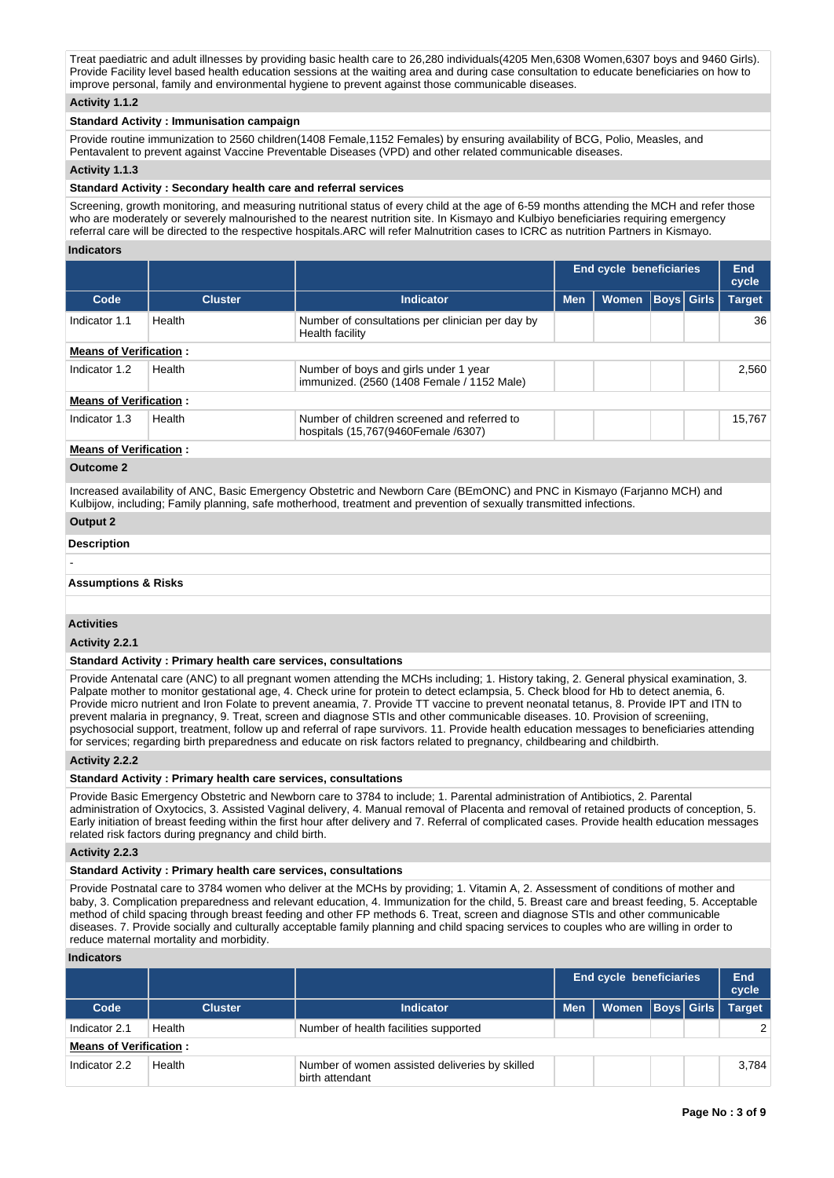Treat paediatric and adult illnesses by providing basic health care to 26,280 individuals(4205 Men,6308 Women,6307 boys and 9460 Girls). Provide Facility level based health education sessions at the waiting area and during case consultation to educate beneficiaries on how to improve personal, family and environmental hygiene to prevent against those communicable diseases.

**Activity 1.1.2**

**Standard Activity : Immunisation campaign**

Provide routine immunization to 2560 children(1408 Female,1152 Females) by ensuring availability of BCG, Polio, Measles, and Pentavalent to prevent against Vaccine Preventable Diseases (VPD) and other related communicable diseases.

**Activity 1.1.3**

**Standard Activity : Secondary health care and referral services**

Screening, growth monitoring, and measuring nutritional status of every child at the age of 6-59 months attending the MCH and refer those who are moderately or severely malnourished to the nearest nutrition site. In Kismayo and Kulbiyo beneficiaries requiring emergency referral care will be directed to the respective hospitals.ARC will refer Malnutrition cases to ICRC as nutrition Partners in Kismayo.

**Indicators**

| | | | End cycle beneficiaries | | | | End cycle |
|---|---|---|---|---|---|---|---|
| Code | Cluster | Indicator | Men | Women | Boys | Girls | Target |
| Indicator 1.1 | Health | Number of consultations per clinician per day by Health facility | | | | | 36 |
| **Means of Verification :** | | | | | | | |
| Indicator 1.2 | Health | Number of boys and girls under 1 year immunized. (2560 (1408 Female / 1152 Male) | | | | | 2,560 |
| **Means of Verification :** | | | | | | | |
| Indicator 1.3 | Health | Number of children screened and referred to hospitals (15,767(9460Female /6307) | | | | | 15,767 |
| **Means of Verification :** | | | | | | | |

**Outcome 2**

Increased availability of ANC, Basic Emergency Obstetric and Newborn Care (BEmONC) and PNC in Kismayo (Farjanno MCH) and Kulbijow, including; Family planning, safe motherhood, treatment and prevention of sexually transmitted infections.

**Output 2**

**Description**

-

**Assumptions & Risks**

**Activities**

**Activity 2.2.1**

**Standard Activity : Primary health care services, consultations**

Provide Antenatal care (ANC) to all pregnant women attending the MCHs including; 1. History taking, 2. General physical examination, 3. Palpate mother to monitor gestational age, 4. Check urine for protein to detect eclampsia, 5. Check blood for Hb to detect anemia, 6. Provide micro nutrient and Iron Folate to prevent aneamia, 7. Provide TT vaccine to prevent neonatal tetanus, 8. Provide IPT and ITN to prevent malaria in pregnancy, 9. Treat, screen and diagnose STIs and other communicable diseases. 10. Provision of screeniing, psychosocial support, treatment, follow up and referral of rape survivors. 11. Provide health education messages to beneficiaries attending for services; regarding birth preparedness and educate on risk factors related to pregnancy, childbearing and childbirth.

**Activity 2.2.2**

**Standard Activity : Primary health care services, consultations**

Provide Basic Emergency Obstetric and Newborn care to 3784 to include; 1. Parental administration of Antibiotics, 2. Parental administration of Oxytocics, 3. Assisted Vaginal delivery, 4. Manual removal of Placenta and removal of retained products of conception, 5. Early initiation of breast feeding within the first hour after delivery and 7. Referral of complicated cases. Provide health education messages related risk factors during pregnancy and child birth.

**Activity 2.2.3**

**Standard Activity : Primary health care services, consultations**

Provide Postnatal care to 3784 women who deliver at the MCHs by providing; 1. Vitamin A, 2. Assessment of conditions of mother and baby, 3. Complication preparedness and relevant education, 4. Immunization for the child, 5. Breast care and breast feeding, 5. Acceptable method of child spacing through breast feeding and other FP methods 6. Treat, screen and diagnose STIs and other communicable diseases. 7. Provide socially and culturally acceptable family planning and child spacing services to couples who are willing in order to reduce maternal mortality and morbidity.

**Indicators**

| | | | End cycle beneficiaries | | | | End cycle |
|---|---|---|---|---|---|---|---|
| Code | Cluster | Indicator | Men | Women | Boys | Girls | Target |
| Indicator 2.1 | Health | Number of health facilities supported | | | | | 2 |
| **Means of Verification :** | | | | | | | |
| Indicator 2.2 | Health | Number of women assisted deliveries by skilled birth attendant | | | | | 3,784 |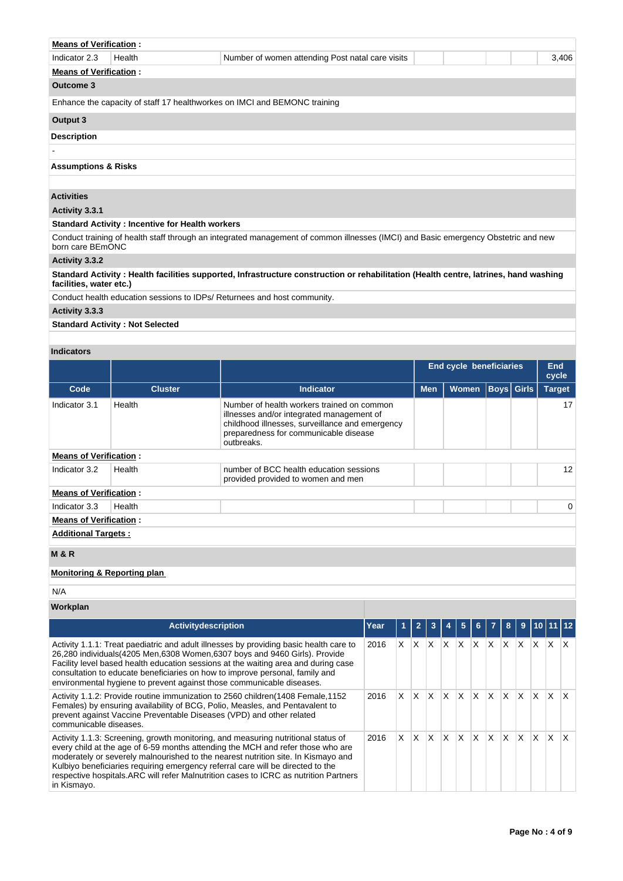**Means of Verification :**

| Indicator 2.3 | Health | Number of women attending Post natal care visits | | | | | 3,406 |
|---|---|---|---|---|---|---|---|

**Means of Verification :**

**Outcome 3**

Enhance the capacity of staff 17 healthworkes on IMCI and BEMONC training

**Output 3**

**Description**

-

**Assumptions & Risks**

**Activities**

**Activity 3.3.1**

**Standard Activity : Incentive for Health workers**

Conduct training of health staff through an integrated management of common illnesses (IMCI) and Basic emergency Obstetric and new born care BEmONC

**Activity 3.3.2**

**Standard Activity : Health facilities supported, Infrastructure construction or rehabilitation (Health centre, latrines, hand washing facilities, water etc.)**

Conduct health education sessions to IDPs/ Returnees and host community.

**Activity 3.3.3**

**Standard Activity : Not Selected**

**Indicators**

| | | | End cycle beneficiaries | | | | End cycle |
|---|---|---|---|---|---|---|---|
| **Code** | **Cluster** | **Indicator** | **Men** | **Women** | **Boys** | **Girls** | **Target** |
| Indicator 3.1 | Health | Number of health workers trained on common illnesses and/or integrated management of childhood illnesses, surveillance and emergency preparedness for communicable disease outbreaks. | | | | | 17 |
| **Means of Verification :** | | | | | | | |
| Indicator 3.2 | Health | number of BCC health education sessions provided provided to women and men | | | | | 12 |
| **Means of Verification :** | | | | | | | |
| Indicator 3.3 | Health | | | | | | 0 |
| **Means of Verification :** | | | | | | | |

**Additional Targets :**

**M & R**

**Monitoring & Reporting plan**

N/A

**Workplan**

| Activitydescription | Year | 1 | 2 | 3 | 4 | 5 | 6 | 7 | 8 | 9 | 10 | 11 | 12 |
|---|---|---|---|---|---|---|---|---|---|---|---|---|---|
| Activity 1.1.1: Treat paediatric and adult illnesses by providing basic health care to 26,280 individuals(4205 Men,6308 Women,6307 boys and 9460 Girls). Provide Facility level based health education sessions at the waiting area and during case consultation to educate beneficiaries on how to improve personal, family and environmental hygiene to prevent against those communicable diseases. | 2016 | X | X | X | X | X | X | X | X | X | X | X | X |
| Activity 1.1.2: Provide routine immunization to 2560 children(1408 Female,1152 Females) by ensuring availability of BCG, Polio, Measles, and Pentavalent to prevent against Vaccine Preventable Diseases (VPD) and other related communicable diseases. | 2016 | X | X | X | X | X | X | X | X | X | X | X | X |
| Activity 1.1.3: Screening, growth monitoring, and measuring nutritional status of every child at the age of 6-59 months attending the MCH and refer those who are moderately or severely malnourished to the nearest nutrition site. In Kismayo and Kulbiyo beneficiaries requiring emergency referral care will be directed to the respective hospitals.ARC will refer Malnutrition cases to ICRC as nutrition Partners in Kismayo. | 2016 | X | X | X | X | X | X | X | X | X | X | X | X |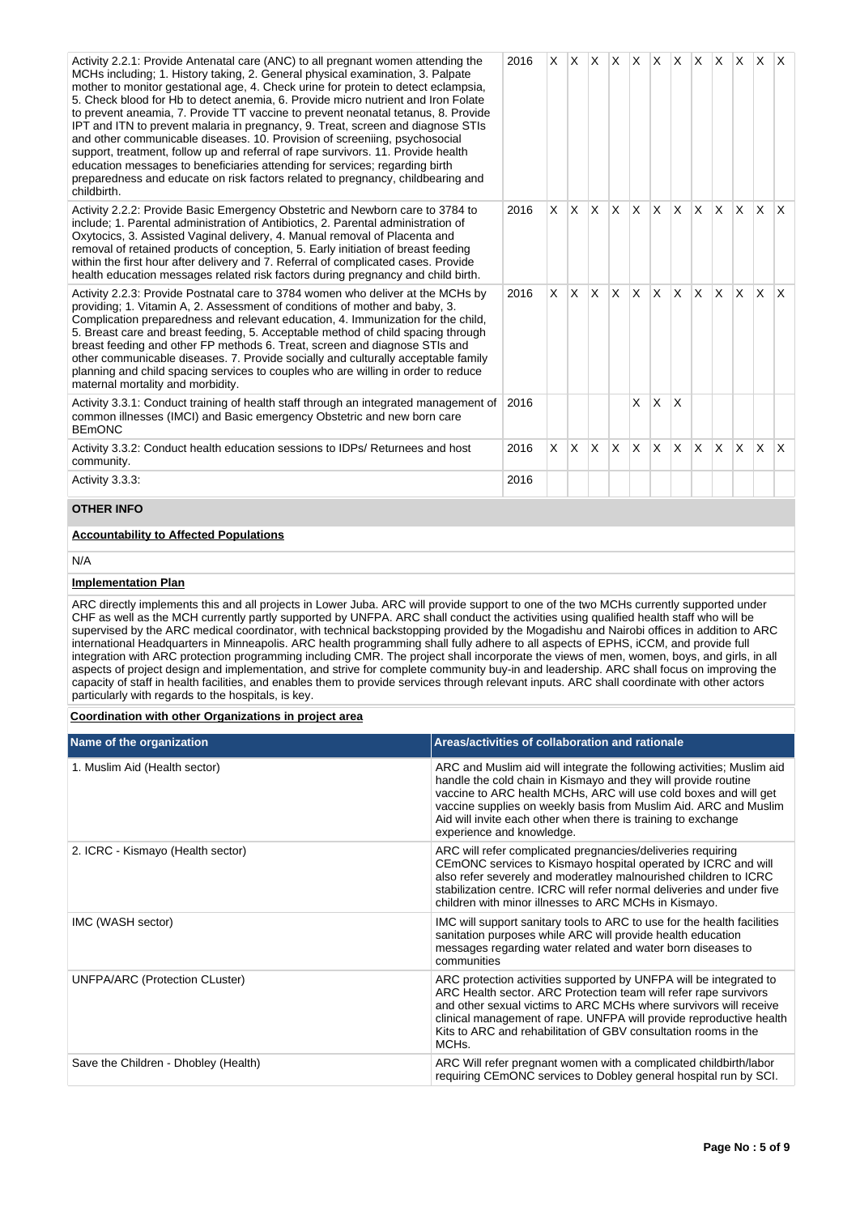| Activity | Year | | | | | | | | | | | | |
|---|---|---|---|---|---|---|---|---|---|---|---|---|---|
| Activity 2.2.1: Provide Antenatal care (ANC) to all pregnant women attending the MCHs including; 1. History taking, 2. General physical examination, 3. Palpate mother to monitor gestational age, 4. Check urine for protein to detect eclampsia, 5. Check blood for Hb to detect anemia, 6. Provide micro nutrient and Iron Folate to prevent aneamia, 7. Provide TT vaccine to prevent neonatal tetanus, 8. Provide IPT and ITN to prevent malaria in pregnancy, 9. Treat, screen and diagnose STIs and other communicable diseases. 10. Provision of screeniing, psychosocial support, treatment, follow up and referral of rape survivors. 11. Provide health education messages to beneficiaries attending for services; regarding birth preparedness and educate on risk factors related to pregnancy, childbearing and childbirth. | 2016 | X | X | X | X | X | X | X | X | X | X | X | X |
| Activity 2.2.2: Provide Basic Emergency Obstetric and Newborn care to 3784 to include; 1. Parental administration of Antibiotics, 2. Parental administration of Oxytocics, 3. Assisted Vaginal delivery, 4. Manual removal of Placenta and removal of retained products of conception, 5. Early initiation of breast feeding within the first hour after delivery and 7. Referral of complicated cases. Provide health education messages related risk factors during pregnancy and child birth. | 2016 | X | X | X | X | X | X | X | X | X | X | X | X |
| Activity 2.2.3: Provide Postnatal care to 3784 women who deliver at the MCHs by providing; 1. Vitamin A, 2. Assessment of conditions of mother and baby, 3. Complication preparedness and relevant education, 4. Immunization for the child, 5. Breast care and breast feeding, 5. Acceptable method of child spacing through breast feeding and other FP methods 6. Treat, screen and diagnose STIs and other communicable diseases. 7. Provide socially and culturally acceptable family planning and child spacing services to couples who are willing in order to reduce maternal mortality and morbidity. | 2016 | X | X | X | X | X | X | X | X | X | X | X | X |
| Activity 3.3.1: Conduct training of health staff through an integrated management of common illnesses (IMCI) and Basic emergency Obstetric and new born care BEmONC | 2016 | | | | | X | X | X | | | | | |
| Activity 3.3.2: Conduct health education sessions to IDPs/ Returnees and host community. | 2016 | X | X | X | X | X | X | X | X | X | X | X | X |
| Activity 3.3.3: | 2016 | | | | | | | | | | | | |

## OTHER INFO

### Accountability to Affected Populations

N/A

### Implementation Plan

ARC directly implements this and all projects in Lower Juba. ARC will provide support to one of the two MCHs currently supported under CHF as well as the MCH currently partly supported by UNFPA. ARC shall conduct the activities using qualified health staff who will be supervised by the ARC medical coordinator, with technical backstopping provided by the Mogadishu and Nairobi offices in addition to ARC international Headquarters in Minneapolis. ARC health programming shall fully adhere to all aspects of EPHS, iCCM, and provide full integration with ARC protection programming including CMR. The project shall incorporate the views of men, women, boys, and girls, in all aspects of project design and implementation, and strive for complete community buy-in and leadership. ARC shall focus on improving the capacity of staff in health facilities, and enables them to provide services through relevant inputs. ARC shall coordinate with other actors particularly with regards to the hospitals, is key.

### Coordination with other Organizations in project area

| Name of the organization | Areas/activities of collaboration and rationale |
|---|---|
| 1. Muslim Aid (Health sector) | ARC and Muslim aid will integrate the following activities; Muslim aid handle the cold chain in Kismayo and they will provide routine vaccine to ARC health MCHs, ARC will use cold boxes and will get vaccine supplies on weekly basis from Muslim Aid. ARC and Muslim Aid will invite each other when there is training to exchange experience and knowledge. |
| 2. ICRC - Kismayo (Health sector) | ARC will refer complicated pregnancies/deliveries requiring CEmONC services to Kismayo hospital operated by ICRC and will also refer severely and moderatley malnourished children to ICRC stabilization centre. ICRC will refer normal deliveries and under five children with minor illnesses to ARC MCHs in Kismayo. |
| IMC (WASH sector) | IMC will support sanitary tools to ARC to use for the health facilities sanitation purposes while ARC will provide health education messages regarding water related and water born diseases to communities |
| UNFPA/ARC (Protection CLuster) | ARC protection activities supported by UNFPA will be integrated to ARC Health sector. ARC Protection team will refer rape survivors and other sexual victims to ARC MCHs where survivors will receive clinical management of rape. UNFPA will provide reproductive health Kits to ARC and rehabilitation of GBV consultation rooms in the MCHs. |
| Save the Children - Dhobley (Health) | ARC Will refer pregnant women with a complicated childbirth/labor requiring CEmONC services to Dobley general hospital run by SCI. |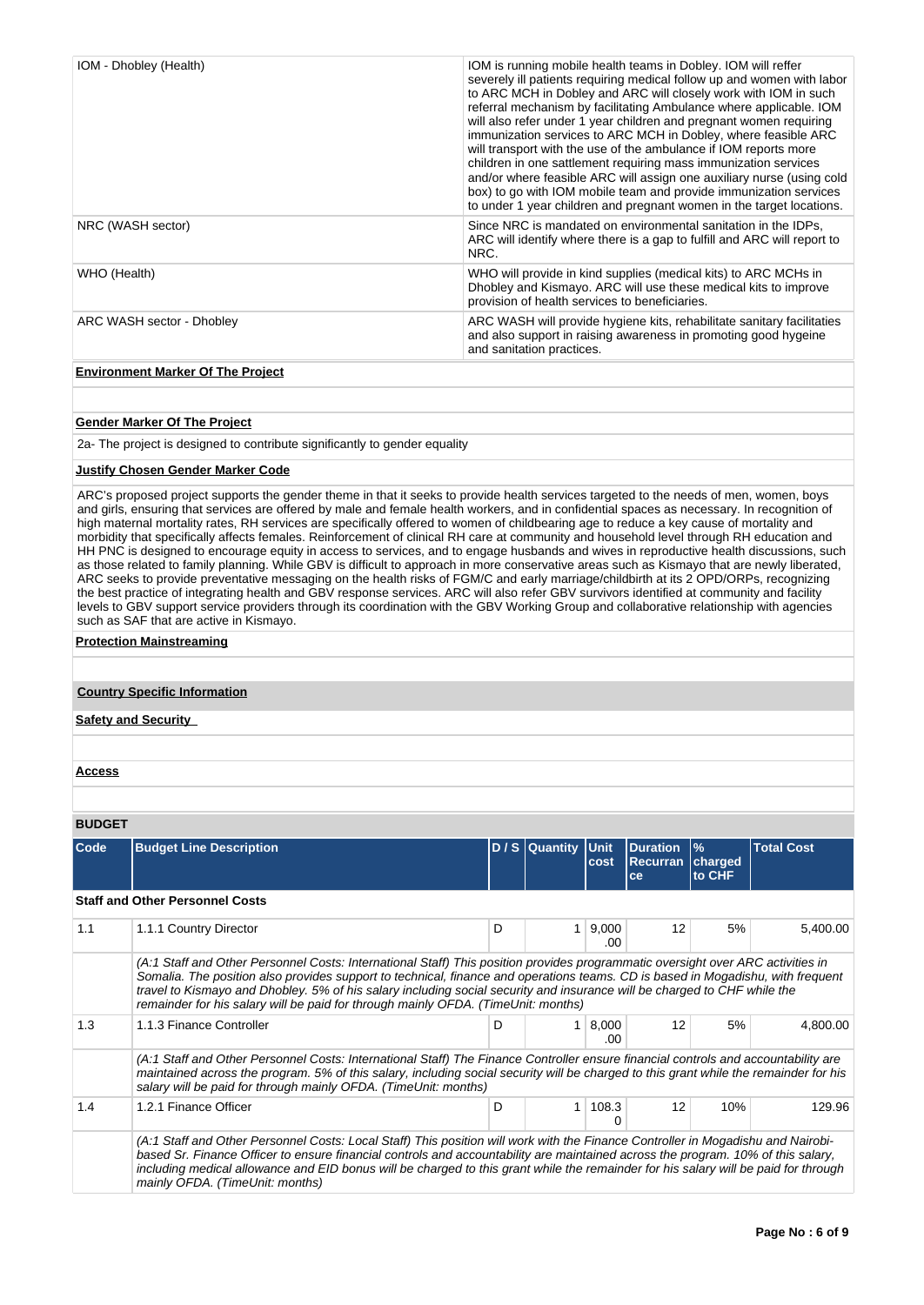| | |
|---|---|
| IOM - Dhobley (Health) | IOM is running mobile health teams in Dobley. IOM will reffer severely ill patients requiring medical follow up and women with labor to ARC MCH in Dobley and ARC will closely work with IOM in such referral mechanism by facilitating Ambulance where applicable. IOM will also refer under 1 year children and pregnant women requiring immunization services to ARC MCH in Dobley, where feasible ARC will transport with the use of the ambulance if IOM reports more children in one sattlement requiring mass immunization services and/or where feasible ARC will assign one auxiliary nurse (using cold box) to go with IOM mobile team and provide immunization services to under 1 year children and pregnant women in the target locations. |
| NRC (WASH sector) | Since NRC is mandated on environmental sanitation in the IDPs, ARC will identify where there is a gap to fulfill and ARC will report to NRC. |
| WHO (Health) | WHO will provide in kind supplies (medical kits) to ARC MCHs in Dhobley and Kismayo. ARC will use these medical kits to improve provision of health services to beneficiaries. |
| ARC WASH sector - Dhobley | ARC WASH will provide hygiene kits, rehabilitate sanitary facilitaties and also support in raising awareness in promoting good hygeine and sanitation practices. |

**Environment Marker Of The Project**

**Gender Marker Of The Project**

2a- The project is designed to contribute significantly to gender equality

**Justify Chosen Gender Marker Code**

ARC's proposed project supports the gender theme in that it seeks to provide health services targeted to the needs of men, women, boys and girls, ensuring that services are offered by male and female health workers, and in confidential spaces as necessary. In recognition of high maternal mortality rates, RH services are specifically offered to women of childbearing age to reduce a key cause of mortality and morbidity that specifically affects females. Reinforcement of clinical RH care at community and household level through RH education and HH PNC is designed to encourage equity in access to services, and to engage husbands and wives in reproductive health discussions, such as those related to family planning. While GBV is difficult to approach in more conservative areas such as Kismayo that are newly liberated, ARC seeks to provide preventative messaging on the health risks of FGM/C and early marriage/childbirth at its 2 OPD/ORPs, recognizing the best practice of integrating health and GBV response services. ARC will also refer GBV survivors identified at community and facility levels to GBV support service providers through its coordination with the GBV Working Group and collaborative relationship with agencies such as SAF that are active in Kismayo.

**Protection Mainstreaming**

**Country Specific Information**

**Safety and Security**

**Access**

**BUDGET**

| Code | Budget Line Description | D / S | Quantity | Unit cost | Duration Recurrance | % charged to CHF | Total Cost |
|---|---|---|---|---|---|---|---|
| **Staff and Other Personnel Costs** | | | | | | | |
| 1.1 | 1.1.1 Country Director | D | 1 | 9,000.00 | 12 | 5% | 5,400.00 |
| | *(A:1 Staff and Other Personnel Costs: International Staff) This position provides programmatic oversight over ARC activities in Somalia. The position also provides support to technical, finance and operations teams. CD is based in Mogadishu, with frequent travel to Kismayo and Dhobley. 5% of his salary including social security and insurance will be charged to CHF while the remainder for his salary will be paid for through mainly OFDA. (TimeUnit: months)* | | | | | | |
| 1.3 | 1.1.3 Finance Controller | D | 1 | 8,000.00 | 12 | 5% | 4,800.00 |
| | *(A:1 Staff and Other Personnel Costs: International Staff) The Finance Controller ensure financial controls and accountability are maintained across the program. 5% of this salary, including social security will be charged to this grant while the remainder for his salary will be paid for through mainly OFDA. (TimeUnit: months)* | | | | | | |
| 1.4 | 1.2.1 Finance Officer | D | 1 | 108.30 | 12 | 10% | 129.96 |
| | *(A:1 Staff and Other Personnel Costs: Local Staff) This position will work with the Finance Controller in Mogadishu and Nairobi-based Sr. Finance Officer to ensure financial controls and accountability are maintained across the program. 10% of this salary, including medical allowance and EID bonus will be charged to this grant while the remainder for his salary will be paid for through mainly OFDA. (TimeUnit: months)* | | | | | | |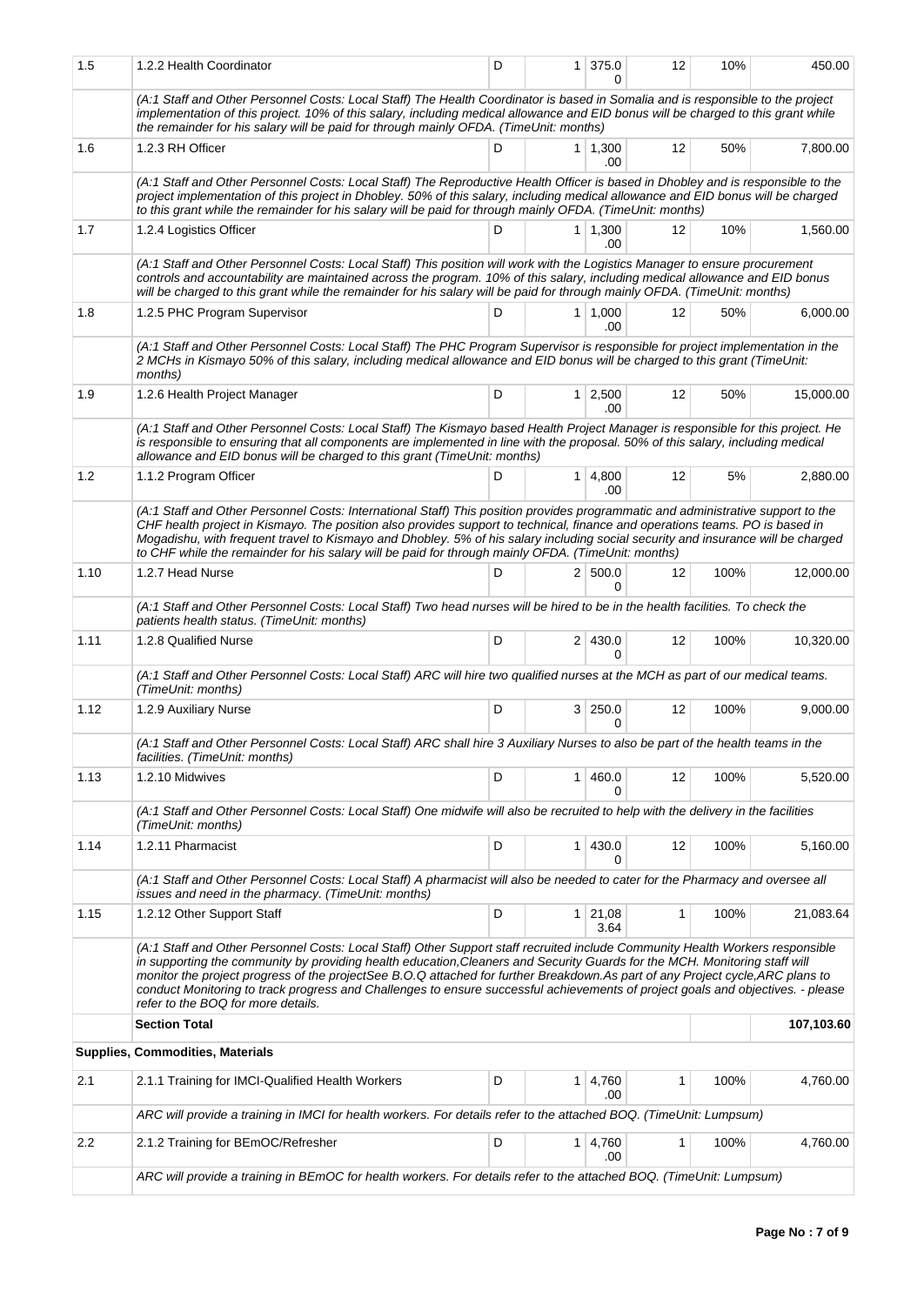| | | | | | | | |
|---|---|---|---|---|---|---|---|
| 1.5 | 1.2.2 Health Coordinator | D | 1 | 375.00 | 12 | 10% | 450.00 |
| | *(A:1 Staff and Other Personnel Costs: Local Staff) The Health Coordinator is based in Somalia and is responsible to the project implementation of this project. 10% of this salary, including medical allowance and EID bonus will be charged to this grant while the remainder for his salary will be paid for through mainly OFDA. (TimeUnit: months)* | | | | | | |
| 1.6 | 1.2.3 RH Officer | D | 1 | 1,300.00 | 12 | 50% | 7,800.00 |
| | *(A:1 Staff and Other Personnel Costs: Local Staff) The Reproductive Health Officer is based in Dhobley and is responsible to the project implementation of this project in Dhobley. 50% of this salary, including medical allowance and EID bonus will be charged to this grant while the remainder for his salary will be paid for through mainly OFDA. (TimeUnit: months)* | | | | | | |
| 1.7 | 1.2.4 Logistics Officer | D | 1 | 1,300.00 | 12 | 10% | 1,560.00 |
| | *(A:1 Staff and Other Personnel Costs: Local Staff) This position will work with the Logistics Manager to ensure procurement controls and accountability are maintained across the program. 10% of this salary, including medical allowance and EID bonus will be charged to this grant while the remainder for his salary will be paid for through mainly OFDA. (TimeUnit: months)* | | | | | | |
| 1.8 | 1.2.5 PHC Program Supervisor | D | 1 | 1,000.00 | 12 | 50% | 6,000.00 |
| | *(A:1 Staff and Other Personnel Costs: Local Staff) The PHC Program Supervisor is responsible for project implementation in the 2 MCHs in Kismayo 50% of this salary, including medical allowance and EID bonus will be charged to this grant (TimeUnit: months)* | | | | | | |
| 1.9 | 1.2.6 Health Project Manager | D | 1 | 2,500.00 | 12 | 50% | 15,000.00 |
| | *(A:1 Staff and Other Personnel Costs: Local Staff) The Kismayo based Health Project Manager is responsible for this project. He is responsible to ensuring that all components are implemented in line with the proposal. 50% of this salary, including medical allowance and EID bonus will be charged to this grant (TimeUnit: months)* | | | | | | |
| 1.2 | 1.1.2 Program Officer | D | 1 | 4,800.00 | 12 | 5% | 2,880.00 |
| | *(A:1 Staff and Other Personnel Costs: International Staff) This position provides programmatic and administrative support to the CHF health project in Kismayo. The position also provides support to technical, finance and operations teams. PO is based in Mogadishu, with frequent travel to Kismayo and Dhobley. 5% of his salary including social security and insurance will be charged to CHF while the remainder for his salary will be paid for through mainly OFDA. (TimeUnit: months)* | | | | | | |
| 1.10 | 1.2.7 Head Nurse | D | 2 | 500.00 | 12 | 100% | 12,000.00 |
| | *(A:1 Staff and Other Personnel Costs: Local Staff) Two head nurses will be hired to be in the health facilities. To check the patients health status. (TimeUnit: months)* | | | | | | |
| 1.11 | 1.2.8 Qualified Nurse | D | 2 | 430.00 | 12 | 100% | 10,320.00 |
| | *(A:1 Staff and Other Personnel Costs: Local Staff) ARC will hire two qualified nurses at the MCH as part of our medical teams. (TimeUnit: months)* | | | | | | |
| 1.12 | 1.2.9 Auxiliary Nurse | D | 3 | 250.00 | 12 | 100% | 9,000.00 |
| | *(A:1 Staff and Other Personnel Costs: Local Staff) ARC shall hire 3 Auxiliary Nurses to also be part of the health teams in the facilities. (TimeUnit: months)* | | | | | | |
| 1.13 | 1.2.10 Midwives | D | 1 | 460.00 | 12 | 100% | 5,520.00 |
| | *(A:1 Staff and Other Personnel Costs: Local Staff) One midwife will also be recruited to help with the delivery in the facilities (TimeUnit: months)* | | | | | | |
| 1.14 | 1.2.11 Pharmacist | D | 1 | 430.00 | 12 | 100% | 5,160.00 |
| | *(A:1 Staff and Other Personnel Costs: Local Staff) A pharmacist will also be needed to cater for the Pharmacy and oversee all issues and need in the pharmacy. (TimeUnit: months)* | | | | | | |
| 1.15 | 1.2.12 Other Support Staff | D | 1 | 21,083.64 | 1 | 100% | 21,083.64 |
| | *(A:1 Staff and Other Personnel Costs: Local Staff) Other Support staff recruited include Community Health Workers responsible in supporting the community by providing health education,Cleaners and Security Guards for the MCH. Monitoring staff will monitor the project progress of the projectSee B.O.Q attached for further Breakdown.As part of any Project cycle,ARC plans to conduct Monitoring to track progress and Challenges to ensure successful achievements of project goals and objectives. - please refer to the BOQ for more details.* | | | | | | |
| | **Section Total** | | | | | | **107,103.60** |
| **Supplies, Commodities, Materials** | | | | | | | |
| 2.1 | 2.1.1 Training for IMCI-Qualified Health Workers | D | 1 | 4,760.00 | 1 | 100% | 4,760.00 |
| | *ARC will provide a training in IMCI for health workers. For details refer to the attached BOQ. (TimeUnit: Lumpsum)* | | | | | | |
| 2.2 | 2.1.2 Training for BEmOC/Refresher | D | 1 | 4,760.00 | 1 | 100% | 4,760.00 |
| | *ARC will provide a training in BEmOC for health workers. For details refer to the attached BOQ. (TimeUnit: Lumpsum)* | | | | | | |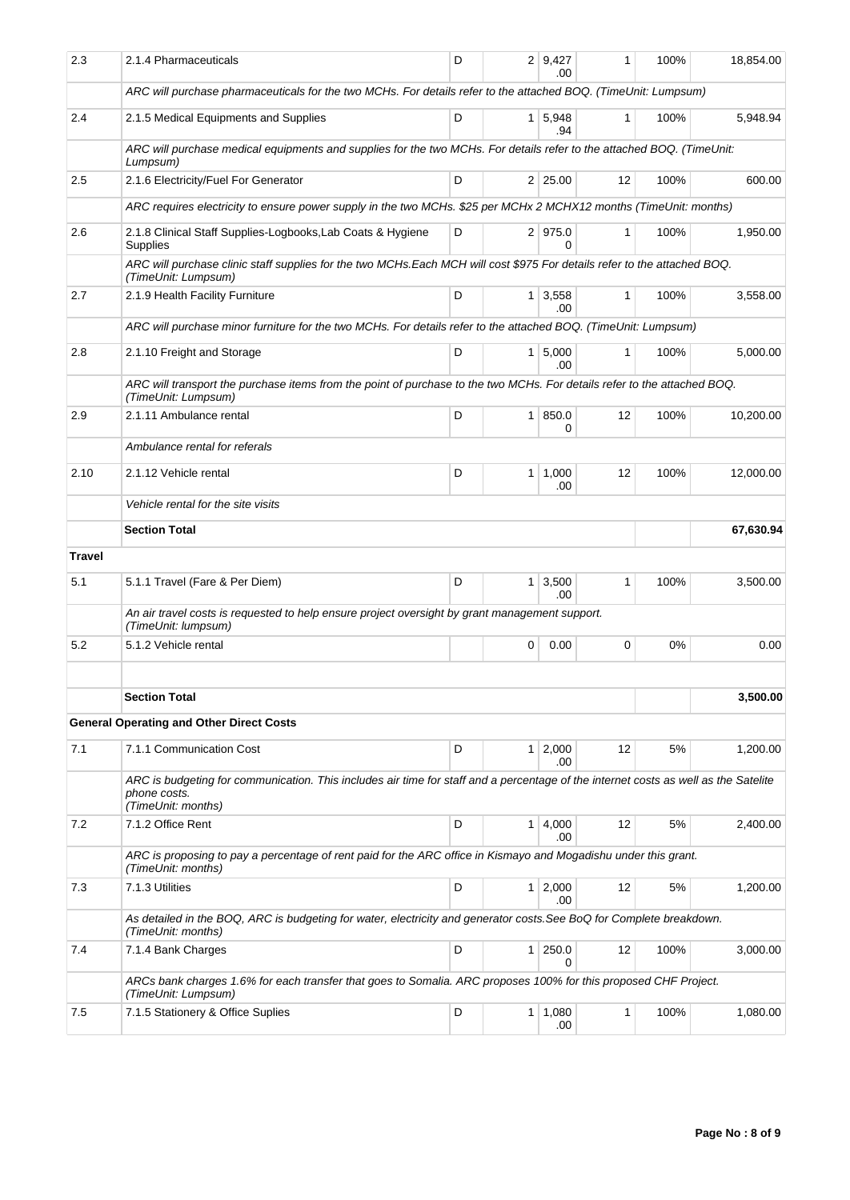| | | | | | | | |
|---|---|---|---|---|---|---|---|
| 2.3 | 2.1.4 Pharmaceuticals | D | 2 | 9,427.00 | 1 | 100% | 18,854.00 |
| | *ARC will purchase pharmaceuticals for the two MCHs. For details refer to the attached BOQ. (TimeUnit: Lumpsum)* | | | | | | |
| 2.4 | 2.1.5 Medical Equipments and Supplies | D | 1 | 5,948.94 | 1 | 100% | 5,948.94 |
| | *ARC will purchase medical equipments and supplies for the two MCHs. For details refer to the attached BOQ. (TimeUnit: Lumpsum)* | | | | | | |
| 2.5 | 2.1.6 Electricity/Fuel For Generator | D | 2 | 25.00 | 12 | 100% | 600.00 |
| | *ARC requires electricity to ensure power supply in the two MCHs. $25 per MCHx 2 MCHX12 months (TimeUnit: months)* | | | | | | |
| 2.6 | 2.1.8 Clinical Staff Supplies-Logbooks,Lab Coats & Hygiene Supplies | D | 2 | 975.00 | 1 | 100% | 1,950.00 |
| | *ARC will purchase clinic staff supplies for the two MCHs.Each MCH will cost $975 For details refer to the attached BOQ. (TimeUnit: Lumpsum)* | | | | | | |
| 2.7 | 2.1.9 Health Facility Furniture | D | 1 | 3,558.00 | 1 | 100% | 3,558.00 |
| | *ARC will purchase minor furniture for the two MCHs. For details refer to the attached BOQ. (TimeUnit: Lumpsum)* | | | | | | |
| 2.8 | 2.1.10 Freight and Storage | D | 1 | 5,000.00 | 1 | 100% | 5,000.00 |
| | *ARC will transport the purchase items from the point of purchase to the two MCHs. For details refer to the attached BOQ. (TimeUnit: Lumpsum)* | | | | | | |
| 2.9 | 2.1.11 Ambulance rental | D | 1 | 850.00 | 12 | 100% | 10,200.00 |
| | *Ambulance rental for referals* | | | | | | |
| 2.10 | 2.1.12 Vehicle rental | D | 1 | 1,000.00 | 12 | 100% | 12,000.00 |
| | *Vehicle rental for the site visits* | | | | | | |
| | **Section Total** | | | | | | **67,630.94** |
| **Travel** | | | | | | | |
| 5.1 | 5.1.1 Travel (Fare & Per Diem) | D | 1 | 3,500.00 | 1 | 100% | 3,500.00 |
| | *An air travel costs is requested to help ensure project oversight by grant management support. (TimeUnit: lumpsum)* | | | | | | |
| 5.2 | 5.1.2 Vehicle rental | | 0 | 0.00 | 0 | 0% | 0.00 |
| | | | | | | | |
| | **Section Total** | | | | | | **3,500.00** |
| | **General Operating and Other Direct Costs** | | | | | | |
| 7.1 | 7.1.1 Communication Cost | D | 1 | 2,000.00 | 12 | 5% | 1,200.00 |
| | *ARC is budgeting for communication. This includes air time for staff and a percentage of the internet costs as well as the Satelite phone costs. (TimeUnit: months)* | | | | | | |
| 7.2 | 7.1.2 Office Rent | D | 1 | 4,000.00 | 12 | 5% | 2,400.00 |
| | *ARC is proposing to pay a percentage of rent paid for the ARC office in Kismayo and Mogadishu under this grant. (TimeUnit: months)* | | | | | | |
| 7.3 | 7.1.3 Utilities | D | 1 | 2,000.00 | 12 | 5% | 1,200.00 |
| | *As detailed in the BOQ, ARC is budgeting for water, electricity and generator costs.See BoQ for Complete breakdown. (TimeUnit: months)* | | | | | | |
| 7.4 | 7.1.4 Bank Charges | D | 1 | 250.00 | 12 | 100% | 3,000.00 |
| | *ARCs bank charges 1.6% for each transfer that goes to Somalia. ARC proposes 100% for this proposed CHF Project. (TimeUnit: Lumpsum)* | | | | | | |
| 7.5 | 7.1.5 Stationery & Office Suplies | D | 1 | 1,080.00 | 1 | 100% | 1,080.00 |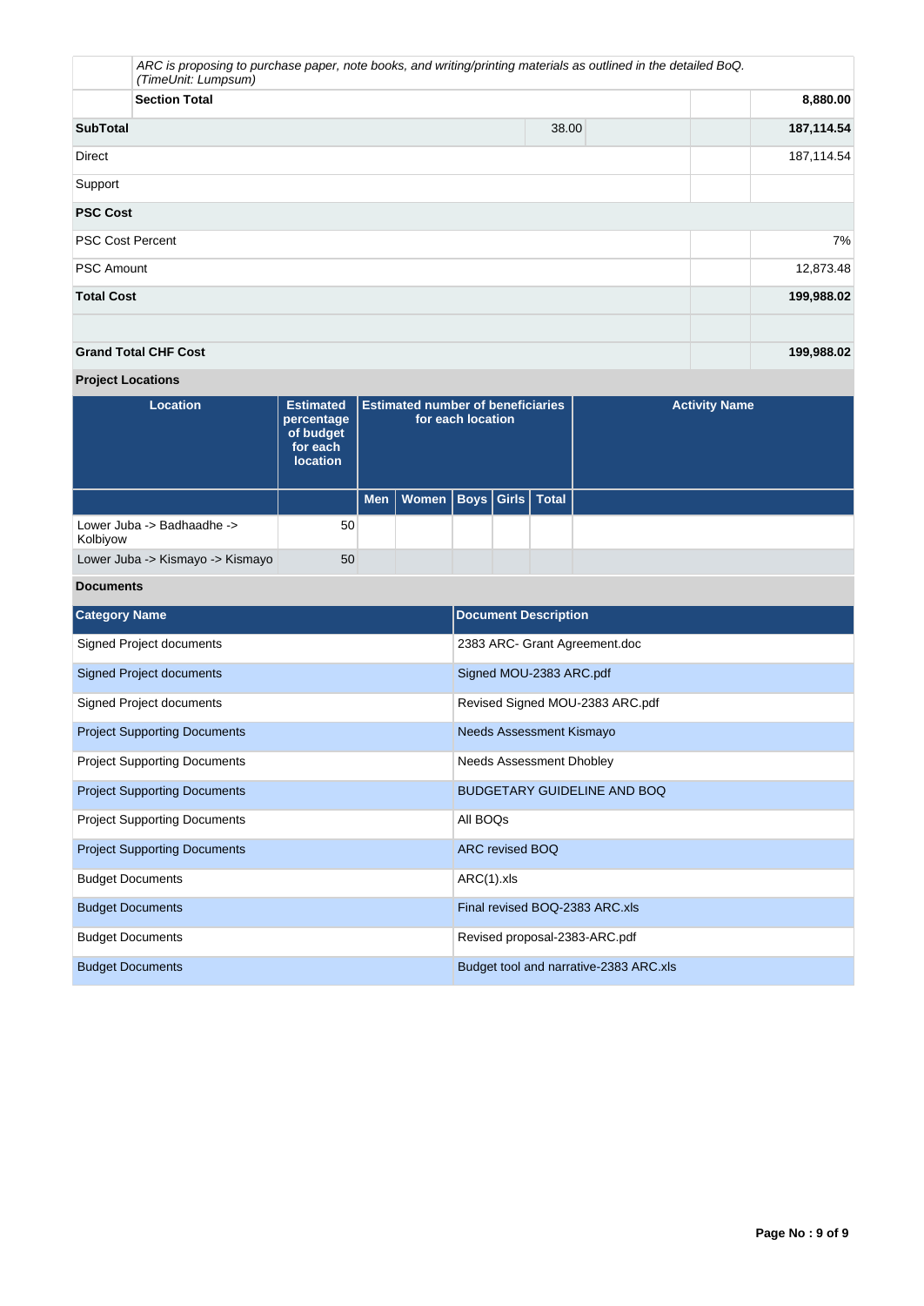| | | | | | |
|---|---|---|---|---|---|
| | *ARC is proposing to purchase paper, note books, and writing/printing materials as outlined in the detailed BoQ. (TimeUnit: Lumpsum)* | | | | |
| | **Section Total** | | | | **8,880.00** |
| **SubTotal** | | 38.00 | | | **187,114.54** |
| Direct | | | | | 187,114.54 |
| Support | | | | | |
| **PSC Cost** | | | | | |
| PSC Cost Percent | | | | | 7% |
| PSC Amount | | | | | 12,873.48 |
| **Total Cost** | | | | | **199,988.02** |
| | | | | | |
| **Grand Total CHF Cost** | | | | | **199,988.02** |

**Project Locations**

| Location | Estimated percentage of budget for each location | Estimated number of beneficiaries for each location | | | | | Activity Name |
|---|---|---|---|---|---|---|---|
| | | Men | Women | Boys | Girls | Total | |
| Lower Juba -> Badhaadhe -> Kolbiyow | 50 | | | | | | |
| Lower Juba -> Kismayo -> Kismayo | 50 | | | | | | |

**Documents**

| Category Name | Document Description |
|---|---|
| Signed Project documents | 2383 ARC- Grant Agreement.doc |
| Signed Project documents | Signed MOU-2383 ARC.pdf |
| Signed Project documents | Revised Signed MOU-2383 ARC.pdf |
| Project Supporting Documents | Needs Assessment Kismayo |
| Project Supporting Documents | Needs Assessment Dhobley |
| Project Supporting Documents | BUDGETARY GUIDELINE AND BOQ |
| Project Supporting Documents | All BOQs |
| Project Supporting Documents | ARC revised BOQ |
| Budget Documents | ARC(1).xls |
| Budget Documents | Final revised BOQ-2383 ARC.xls |
| Budget Documents | Revised proposal-2383-ARC.pdf |
| Budget Documents | Budget tool and narrative-2383 ARC.xls |